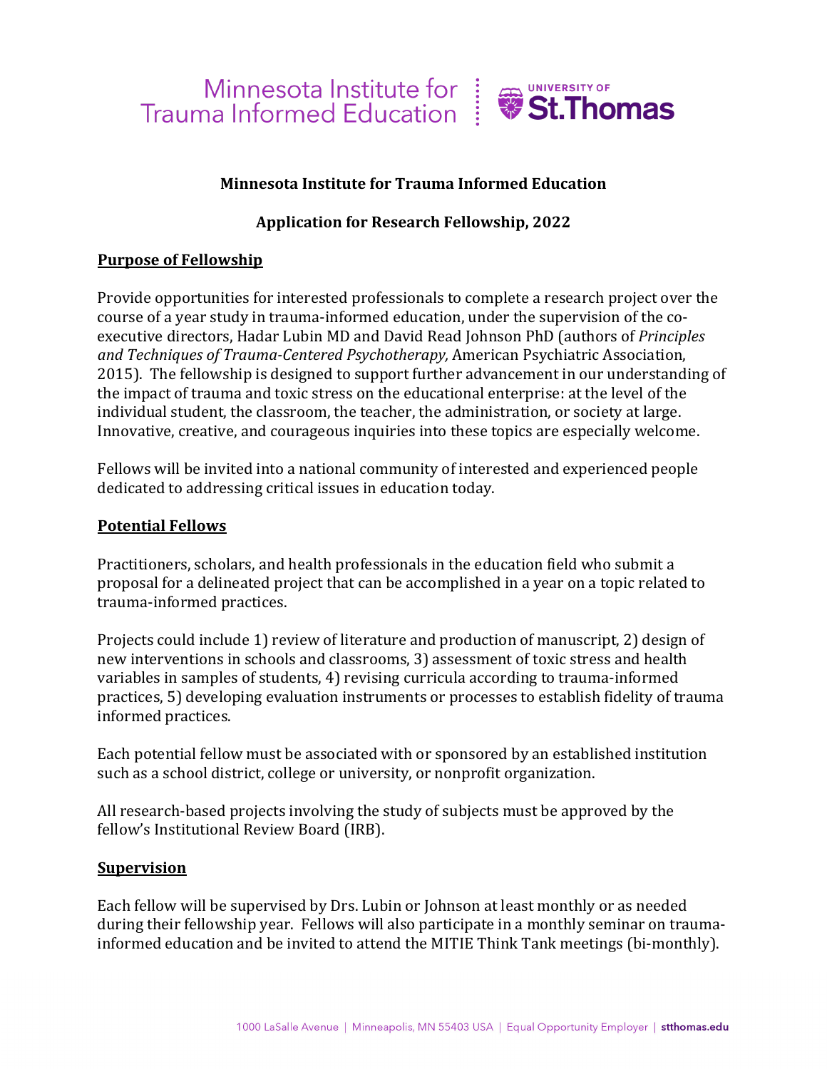# Minnesota Institute for Trauma Informed Education

## Application for Research Fellowship, 2022

### Purpose of Fellowship

Provide opportunities for interested professionals to complete a research project over the course of a year study in trauma-informed education, under the supervision of the co-executive directors, Hadar Lubin MD and David Read Johnson PhD (authors of *Principles and Techniques of Trauma-Centered Psychotherapy,* American Psychiatric Association, 2015). The fellowship is designed to support further advancement in our understanding of the impact of trauma and toxic stress on the educational enterprise: at the level of the individual student, the classroom, the teacher, the administration, or society at large. Innovative, creative, and courageous inquiries into these topics are especially welcome.

Fellows will be invited into a national community of interested and experienced people dedicated to addressing critical issues in education today.

### Potential Fellows

Practitioners, scholars, and health professionals in the education field who submit a proposal for a delineated project that can be accomplished in a year on a topic related to trauma-informed practices.

Projects could include 1) review of literature and production of manuscript, 2) design of new interventions in schools and classrooms, 3) assessment of toxic stress and health variables in samples of students, 4) revising curricula according to trauma-informed practices, 5) developing evaluation instruments or processes to establish fidelity of trauma informed practices.

Each potential fellow must be associated with or sponsored by an established institution such as a school district, college or university, or nonprofit organization.

All research-based projects involving the study of subjects must be approved by the fellow's Institutional Review Board (IRB).

### Supervision

Each fellow will be supervised by Drs. Lubin or Johnson at least monthly or as needed during their fellowship year. Fellows will also participate in a monthly seminar on trauma-informed education and be invited to attend the MITIE Think Tank meetings (bi-monthly).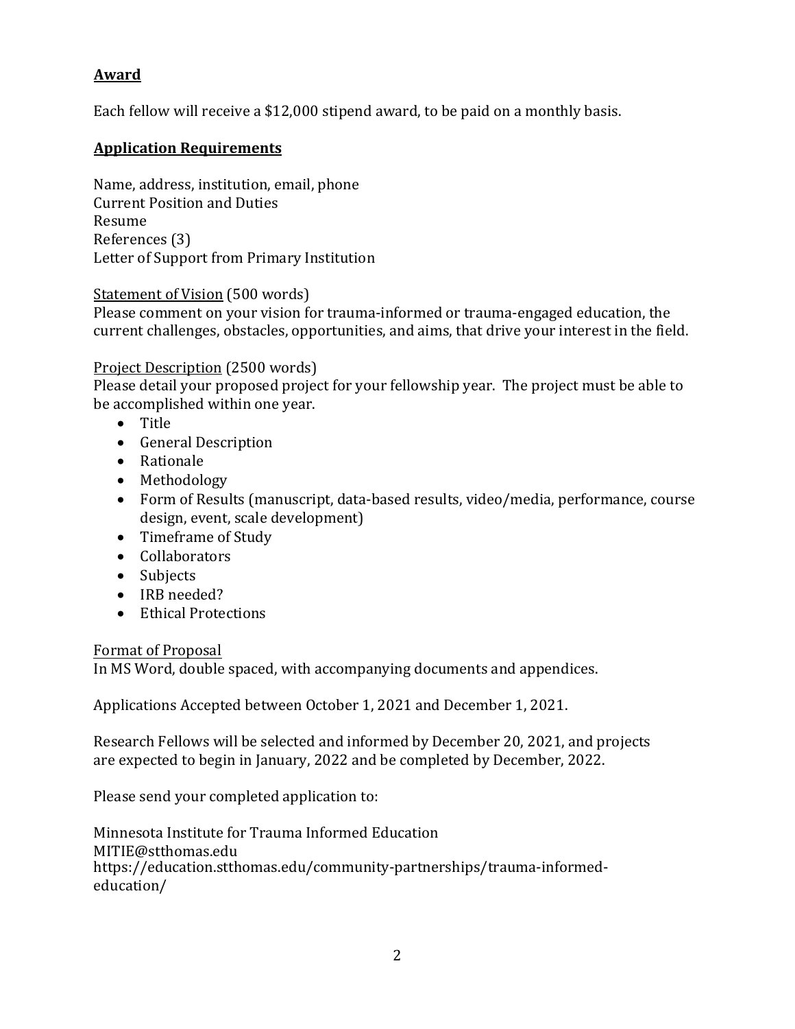## **Award**

Each fellow will receive a $12,000 stipend award, to be paid on a monthly basis.

## **Application Requirements**

Name, address, institution, email, phone
Current Position and Duties
Resume
References (3)
Letter of Support from Primary Institution

Statement of Vision (500 words)
Please comment on your vision for trauma-informed or trauma-engaged education, the current challenges, obstacles, opportunities, and aims, that drive your interest in the field.

Project Description (2500 words)
Please detail your proposed project for your fellowship year. The project must be able to be accomplished within one year.

- Title
- General Description
- Rationale
- Methodology
- Form of Results (manuscript, data-based results, video/media, performance, course design, event, scale development)
- Timeframe of Study
- Collaborators
- Subjects
- IRB needed?
- Ethical Protections

Format of Proposal
In MS Word, double spaced, with accompanying documents and appendices.

Applications Accepted between October 1, 2021 and December 1, 2021.

Research Fellows will be selected and informed by December 20, 2021, and projects are expected to begin in January, 2022 and be completed by December, 2022.

Please send your completed application to:

Minnesota Institute for Trauma Informed Education
MITIE@stthomas.edu
https://education.stthomas.edu/community-partnerships/trauma-informed-education/